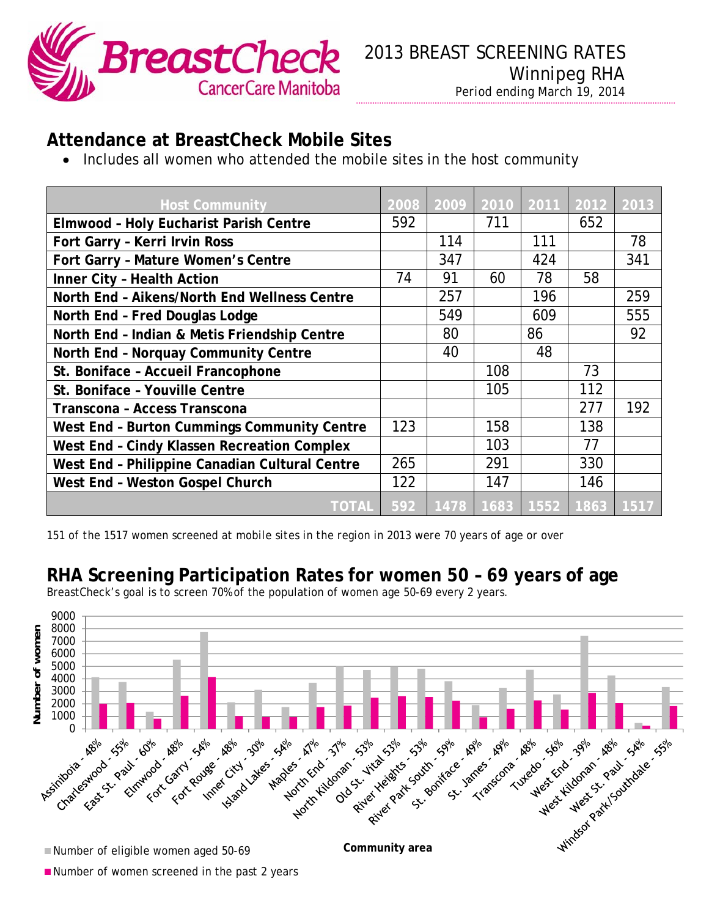2013 BREAST SCREENING RATES
Winnipeg RHA
Period ending March 19, 2014

## Attendance at BreastCheck Mobile Sites

- Includes all women who attended the mobile sites in the host community

| Host Community | 2008 | 2009 | 2010 | 2011 | 2012 | 2013 |
|---|---|---|---|---|---|---|
| Elmwood – Holy Eucharist Parish Centre | 592 | | 711 | | 652 | |
| Fort Garry – Kerri Irvin Ross | | 114 | | 111 | | 78 |
| Fort Garry – Mature Women's Centre | | 347 | | 424 | | 341 |
| Inner City – Health Action | 74 | 91 | 60 | 78 | 58 | |
| North End – Aikens/North End Wellness Centre | | 257 | | 196 | | 259 |
| North End – Fred Douglas Lodge | | 549 | | 609 | | 555 |
| North End – Indian & Metis Friendship Centre | | 80 | | 86 | | 92 |
| North End – Norquay Community Centre | | 40 | | 48 | | |
| St. Boniface – Accueil Francophone | | | 108 | | 73 | |
| St. Boniface – Youville Centre | | | 105 | | 112 | |
| Transcona – Access Transcona | | | | | 277 | 192 |
| West End – Burton Cummings Community Centre | 123 | | 158 | | 138 | |
| West End – Cindy Klassen Recreation Complex | | | 103 | | 77 | |
| West End – Philippine Canadian Cultural Centre | 265 | | 291 | | 330 | |
| West End – Weston Gospel Church | 122 | | 147 | | 146 | |
| TOTAL | 592 | 1478 | 1683 | 1552 | 1863 | 1517 |

151 of the 1517 women screened at mobile sites in the region in 2013 were 70 years of age or over

## RHA Screening Participation Rates for women 50 – 69 years of age

BreastCheck's goal is to screen 70% of the population of women age 50-69 every 2 years.

Community areas: Assiniboia - 48%, Charleswood - 55%, East St. Paul - 60%, Elmwood - 48%, Fort Garry - 54%, Fort Rouge - 48%, Inner City - 30%, Island Lakes - 54%, Maples - 47%, North End - 37%, North Kildonan - 53%, Old St. Vital 53%, River Heights - 53%, River Park South - 59%, St. Boniface - 49%, St. James - 49%, Transcona - 48%, Tuxedo - 56%, West End - 39%, West Kildonan - 48%, West St. Paul - 54%, Windsor Park/Southdale - 55%

Legend: Number of eligible women aged 50-69; Number of women screened in the past 2 years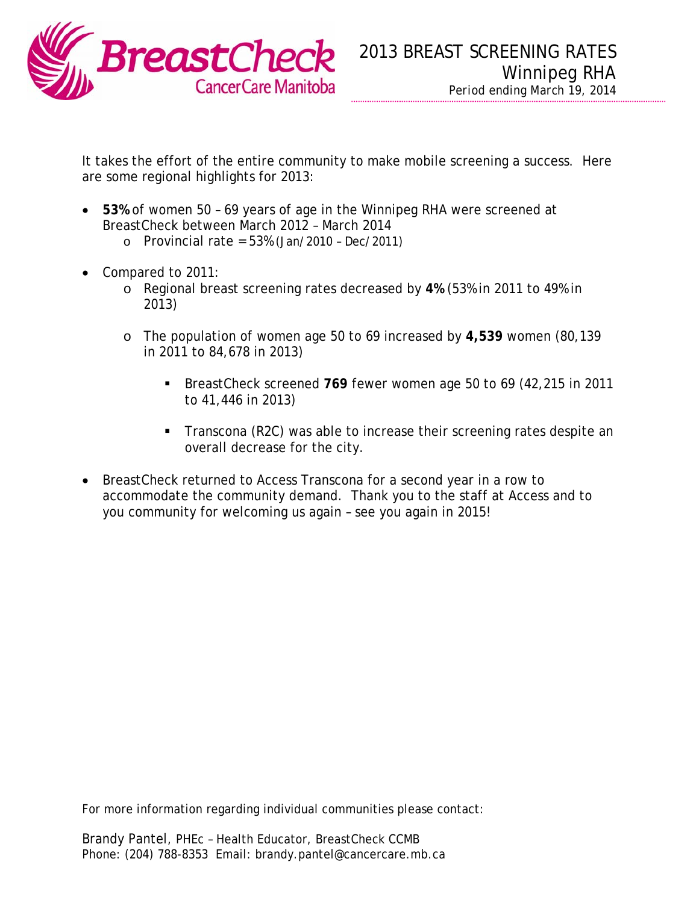BreastCheck
CancerCare Manitoba

# 2013 BREAST SCREENING RATES
## Winnipeg RHA
Period ending March 19, 2014

It takes the effort of the entire community to make mobile screening a success. Here are some regional highlights for 2013:

- **53%** of women 50 – 69 years of age in the Winnipeg RHA were screened at BreastCheck between March 2012 – March 2014
    - Provincial rate = 53% (Jan/2010 – Dec/2011)
- Compared to 2011:
    - Regional breast screening rates decreased by **4%** (53% in 2011 to 49% in 2013)
    - The population of women age 50 to 69 increased by **4,539** women (80,139 in 2011 to 84,678 in 2013)
        - BreastCheck screened **769** fewer women age 50 to 69 (42,215 in 2011 to 41,446 in 2013)
        - Transcona (R2C) was able to increase their screening rates despite an overall decrease for the city.
- BreastCheck returned to Access Transcona for a second year in a row to accommodate the community demand. Thank you to the staff at Access and to you community for welcoming us again – see you again in 2015!

For more information regarding individual communities please contact:

Brandy Pantel, PHEc – Health Educator, BreastCheck CCMB
Phone: (204) 788-8353 Email: brandy.pantel@cancercare.mb.ca